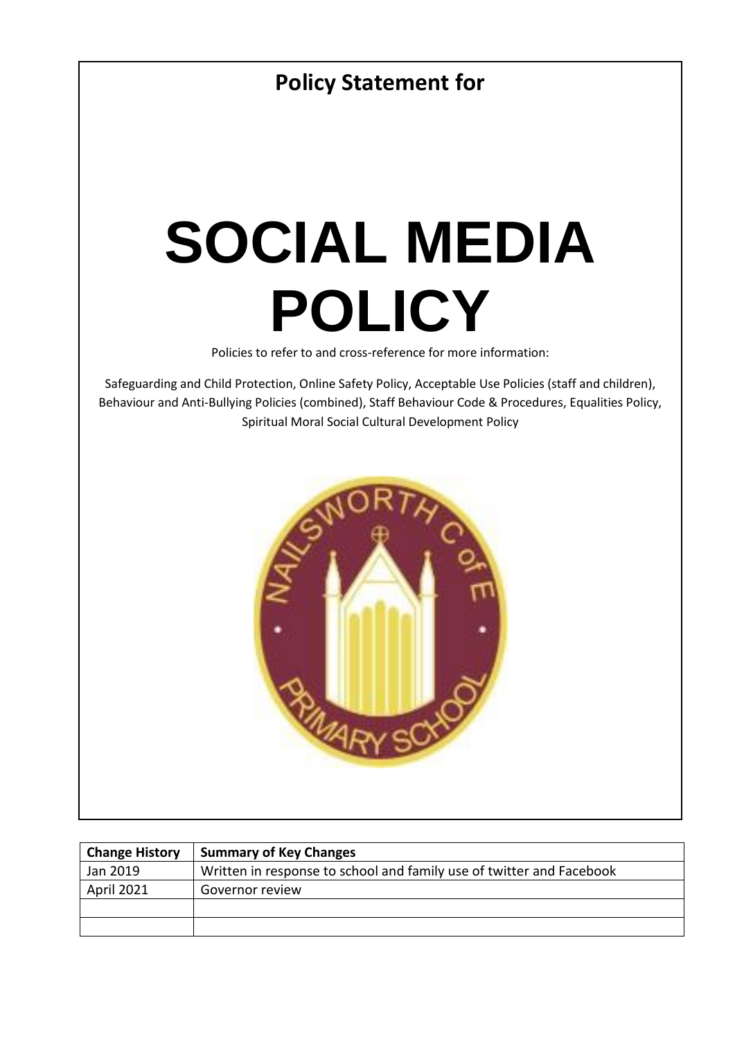**Policy Statement for**

# SOCIAL MEDIA POLICY

Policies to refer to and cross-reference for more information:

Safeguarding and Child Protection, Online Safety Policy, Acceptable Use Policies (staff and children), Behaviour and Anti-Bullying Policies (combined), Staff Behaviour Code & Procedures, Equalities Policy, Spiritual Moral Social Cultural Development Policy

| Change History | Summary of Key Changes |
| --- | --- |
| Jan 2019 | Written in response to school and family use of twitter and Facebook |
| April 2021 | Governor review |
| | |
| | |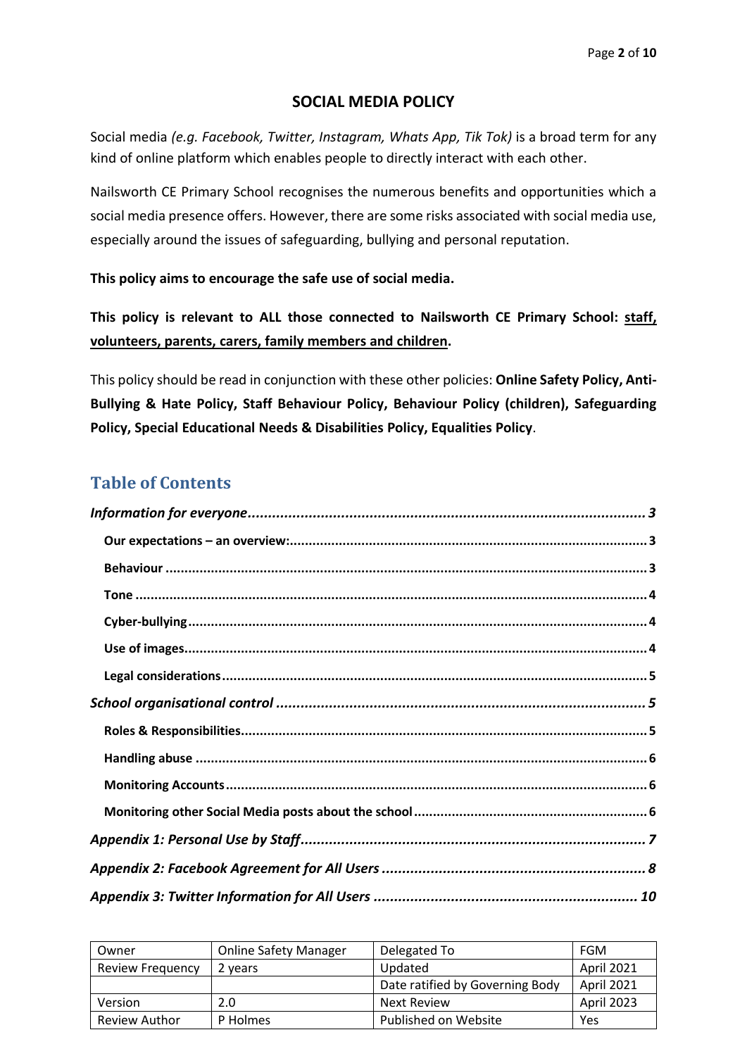## SOCIAL MEDIA POLICY

Social media *(e.g. Facebook, Twitter, Instagram, Whats App, Tik Tok)* is a broad term for any kind of online platform which enables people to directly interact with each other.

Nailsworth CE Primary School recognises the numerous benefits and opportunities which a social media presence offers. However, there are some risks associated with social media use, especially around the issues of safeguarding, bullying and personal reputation.

**This policy aims to encourage the safe use of social media.**

**This policy is relevant to ALL those connected to Nailsworth CE Primary School: staff, volunteers, parents, carers, family members and children.**

This policy should be read in conjunction with these other policies: **Online Safety Policy, Anti-Bullying & Hate Policy, Staff Behaviour Policy, Behaviour Policy (children), Safeguarding Policy, Special Educational Needs & Disabilities Policy, Equalities Policy**.

## Table of Contents

*Information for everyone* ..... 3
- **Our expectations – an overview:** ..... 3
- **Behaviour** ..... 3
- **Tone** ..... 4
- **Cyber-bullying** ..... 4
- **Use of images** ..... 4
- **Legal considerations** ..... 5

*School organisational control* ..... 5
- **Roles & Responsibilities** ..... 5
- **Handling abuse** ..... 6
- **Monitoring Accounts** ..... 6
- **Monitoring other Social Media posts about the school** ..... 6

*Appendix 1: Personal Use by Staff* ..... 7

*Appendix 2: Facebook Agreement for All Users* ..... 8

*Appendix 3: Twitter Information for All Users* ..... 10

| Owner | Online Safety Manager | Delegated To | FGM |
|---|---|---|---|
| Review Frequency | 2 years | Updated | April 2021 |
| | | Date ratified by Governing Body | April 2021 |
| Version | 2.0 | Next Review | April 2023 |
| Review Author | P Holmes | Published on Website | Yes |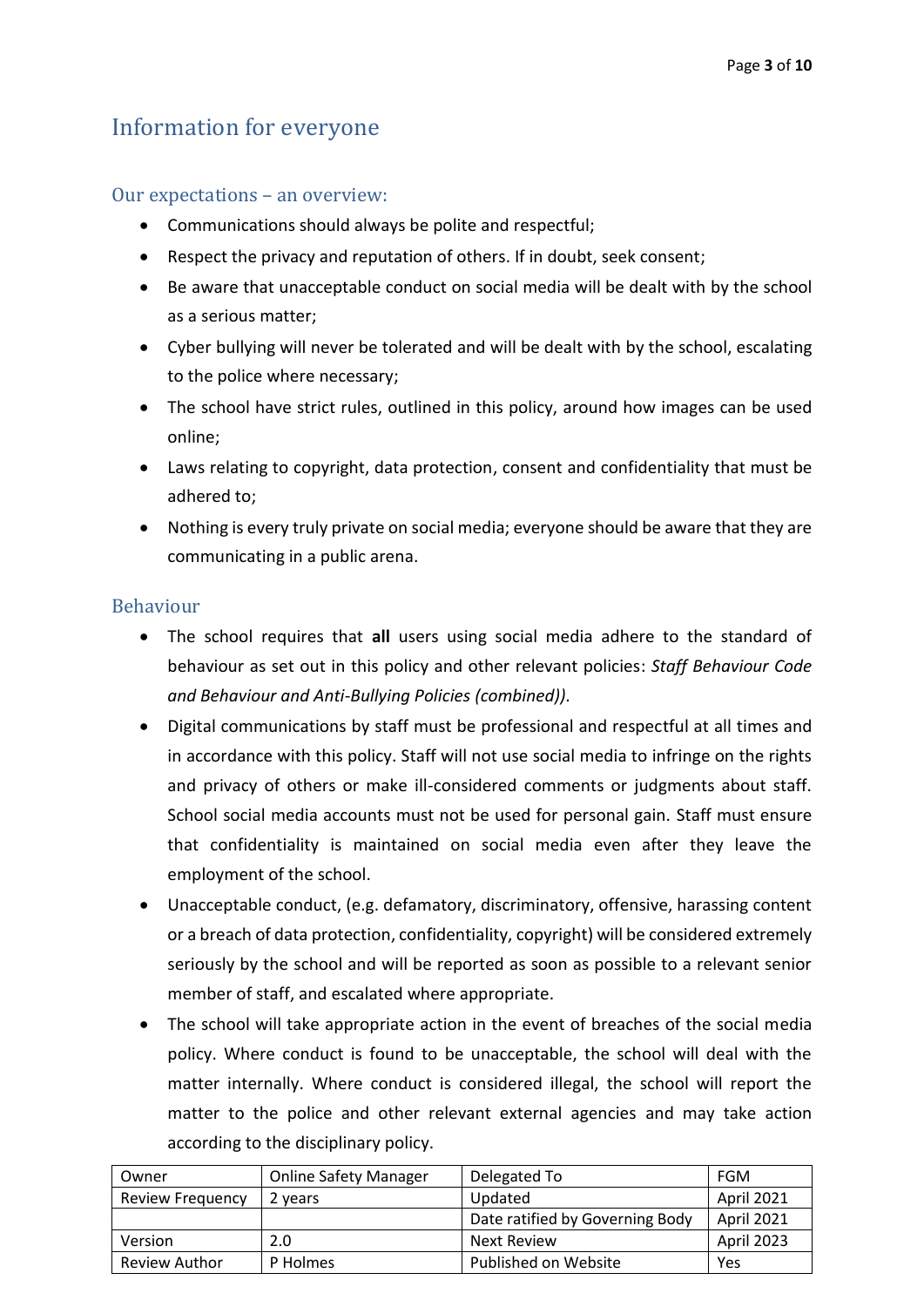# Information for everyone

## Our expectations – an overview:

- Communications should always be polite and respectful;
- Respect the privacy and reputation of others. If in doubt, seek consent;
- Be aware that unacceptable conduct on social media will be dealt with by the school as a serious matter;
- Cyber bullying will never be tolerated and will be dealt with by the school, escalating to the police where necessary;
- The school have strict rules, outlined in this policy, around how images can be used online;
- Laws relating to copyright, data protection, consent and confidentiality that must be adhered to;
- Nothing is every truly private on social media; everyone should be aware that they are communicating in a public arena.

## Behaviour

- The school requires that **all** users using social media adhere to the standard of behaviour as set out in this policy and other relevant policies: *Staff Behaviour Code and Behaviour and Anti-Bullying Policies (combined))*.
- Digital communications by staff must be professional and respectful at all times and in accordance with this policy. Staff will not use social media to infringe on the rights and privacy of others or make ill-considered comments or judgments about staff. School social media accounts must not be used for personal gain. Staff must ensure that confidentiality is maintained on social media even after they leave the employment of the school.
- Unacceptable conduct, (e.g. defamatory, discriminatory, offensive, harassing content or a breach of data protection, confidentiality, copyright) will be considered extremely seriously by the school and will be reported as soon as possible to a relevant senior member of staff, and escalated where appropriate.
- The school will take appropriate action in the event of breaches of the social media policy. Where conduct is found to be unacceptable, the school will deal with the matter internally. Where conduct is considered illegal, the school will report the matter to the police and other relevant external agencies and may take action according to the disciplinary policy.

| Owner | Online Safety Manager | Delegated To | FGM |
|---|---|---|---|
| Review Frequency | 2 years | Updated | April 2021 |
| | | Date ratified by Governing Body | April 2021 |
| Version | 2.0 | Next Review | April 2023 |
| Review Author | P Holmes | Published on Website | Yes |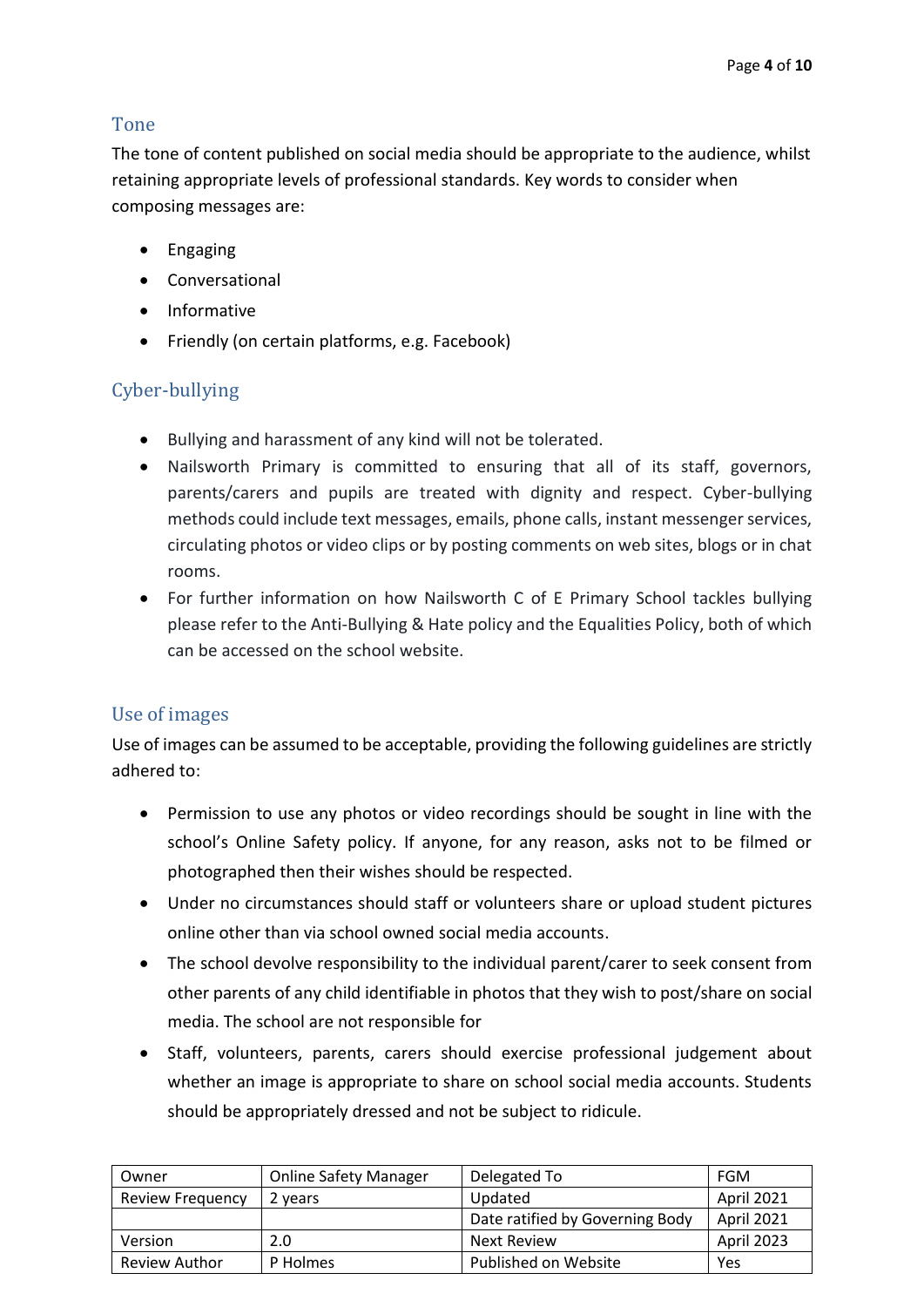## Tone

The tone of content published on social media should be appropriate to the audience, whilst retaining appropriate levels of professional standards. Key words to consider when composing messages are:

- Engaging
- Conversational
- Informative
- Friendly (on certain platforms, e.g. Facebook)

## Cyber-bullying

- Bullying and harassment of any kind will not be tolerated.
- Nailsworth Primary is committed to ensuring that all of its staff, governors, parents/carers and pupils are treated with dignity and respect. Cyber-bullying methods could include text messages, emails, phone calls, instant messenger services, circulating photos or video clips or by posting comments on web sites, blogs or in chat rooms.
- For further information on how Nailsworth C of E Primary School tackles bullying please refer to the Anti-Bullying & Hate policy and the Equalities Policy, both of which can be accessed on the school website.

## Use of images

Use of images can be assumed to be acceptable, providing the following guidelines are strictly adhered to:

- Permission to use any photos or video recordings should be sought in line with the school's Online Safety policy. If anyone, for any reason, asks not to be filmed or photographed then their wishes should be respected.
- Under no circumstances should staff or volunteers share or upload student pictures online other than via school owned social media accounts.
- The school devolve responsibility to the individual parent/carer to seek consent from other parents of any child identifiable in photos that they wish to post/share on social media. The school are not responsible for
- Staff, volunteers, parents, carers should exercise professional judgement about whether an image is appropriate to share on school social media accounts. Students should be appropriately dressed and not be subject to ridicule.

| Owner | Online Safety Manager | Delegated To | FGM |
|---|---|---|---|
| Review Frequency | 2 years | Updated | April 2021 |
| | | Date ratified by Governing Body | April 2021 |
| Version | 2.0 | Next Review | April 2023 |
| Review Author | P Holmes | Published on Website | Yes |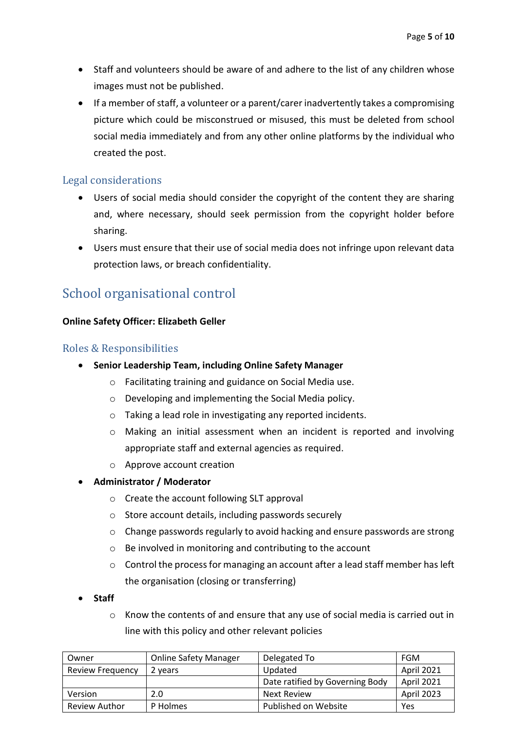- Staff and volunteers should be aware of and adhere to the list of any children whose images must not be published.
- If a member of staff, a volunteer or a parent/carer inadvertently takes a compromising picture which could be misconstrued or misused, this must be deleted from school social media immediately and from any other online platforms by the individual who created the post.

### Legal considerations

- Users of social media should consider the copyright of the content they are sharing and, where necessary, should seek permission from the copyright holder before sharing.
- Users must ensure that their use of social media does not infringe upon relevant data protection laws, or breach confidentiality.

## School organisational control

**Online Safety Officer: Elizabeth Geller**

### Roles & Responsibilities

- **Senior Leadership Team, including Online Safety Manager**
  - Facilitating training and guidance on Social Media use.
  - Developing and implementing the Social Media policy.
  - Taking a lead role in investigating any reported incidents.
  - Making an initial assessment when an incident is reported and involving appropriate staff and external agencies as required.
  - Approve account creation
- **Administrator / Moderator**
  - Create the account following SLT approval
  - Store account details, including passwords securely
  - Change passwords regularly to avoid hacking and ensure passwords are strong
  - Be involved in monitoring and contributing to the account
  - Control the process for managing an account after a lead staff member has left the organisation (closing or transferring)
- **Staff**
  - Know the contents of and ensure that any use of social media is carried out in line with this policy and other relevant policies

| Owner | Online Safety Manager | Delegated To | FGM |
|---|---|---|---|
| Review Frequency | 2 years | Updated | April 2021 |
| | | Date ratified by Governing Body | April 2021 |
| Version | 2.0 | Next Review | April 2023 |
| Review Author | P Holmes | Published on Website | Yes |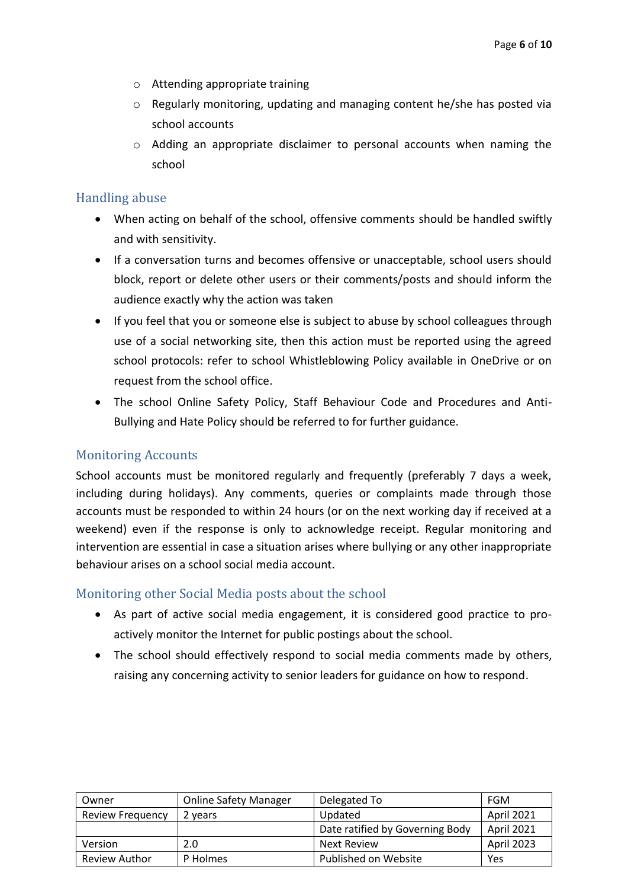- Attending appropriate training
    - Regularly monitoring, updating and managing content he/she has posted via school accounts
    - Adding an appropriate disclaimer to personal accounts when naming the school

## Handling abuse

- When acting on behalf of the school, offensive comments should be handled swiftly and with sensitivity.
- If a conversation turns and becomes offensive or unacceptable, school users should block, report or delete other users or their comments/posts and should inform the audience exactly why the action was taken
- If you feel that you or someone else is subject to abuse by school colleagues through use of a social networking site, then this action must be reported using the agreed school protocols: refer to school Whistleblowing Policy available in OneDrive or on request from the school office.
- The school Online Safety Policy, Staff Behaviour Code and Procedures and Anti-Bullying and Hate Policy should be referred to for further guidance.

## Monitoring Accounts

School accounts must be monitored regularly and frequently (preferably 7 days a week, including during holidays). Any comments, queries or complaints made through those accounts must be responded to within 24 hours (or on the next working day if received at a weekend) even if the response is only to acknowledge receipt. Regular monitoring and intervention are essential in case a situation arises where bullying or any other inappropriate behaviour arises on a school social media account.

## Monitoring other Social Media posts about the school

- As part of active social media engagement, it is considered good practice to pro-actively monitor the Internet for public postings about the school.
- The school should effectively respond to social media comments made by others, raising any concerning activity to senior leaders for guidance on how to respond.

| Owner | Online Safety Manager | Delegated To | FGM |
|---|---|---|---|
| Review Frequency | 2 years | Updated | April 2021 |
| | | Date ratified by Governing Body | April 2021 |
| Version | 2.0 | Next Review | April 2023 |
| Review Author | P Holmes | Published on Website | Yes |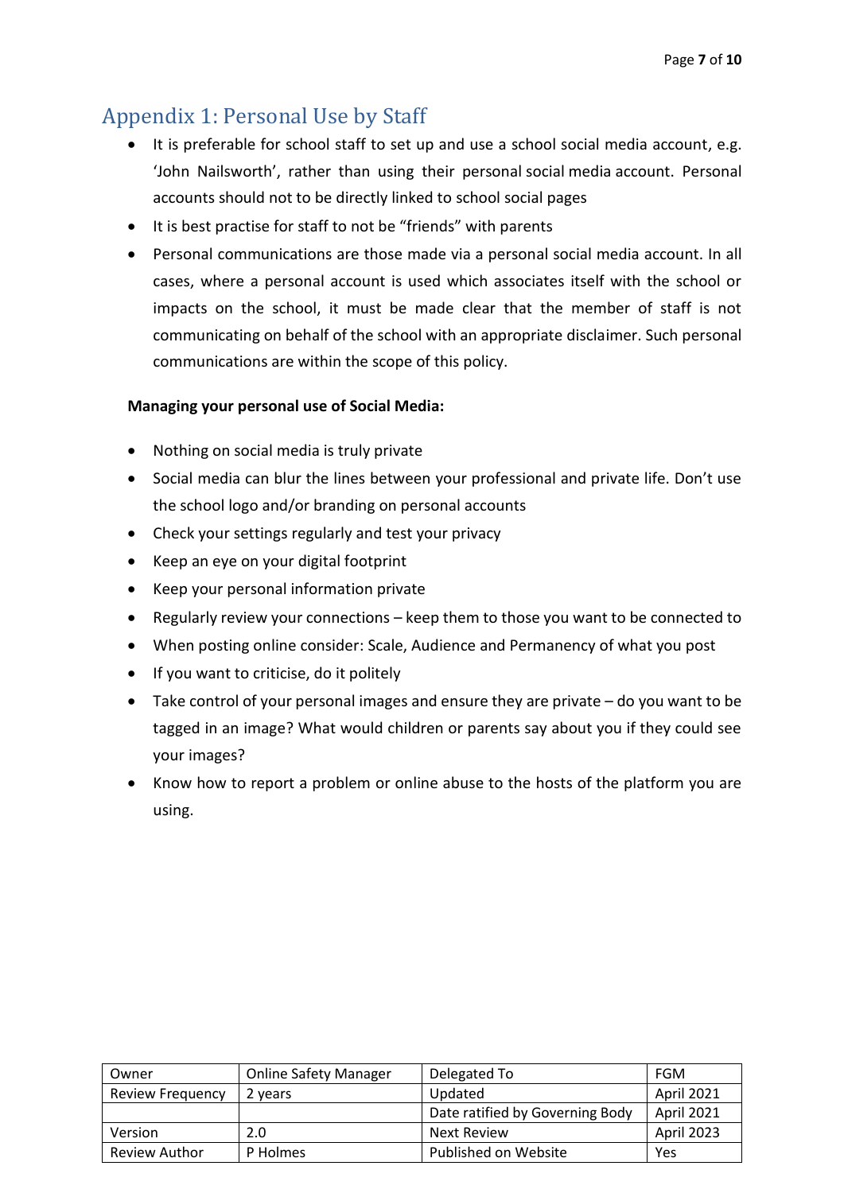## Appendix 1: Personal Use by Staff

- It is preferable for school staff to set up and use a school social media account, e.g. 'John Nailsworth', rather than using their personal social media account. Personal accounts should not to be directly linked to school social pages
- It is best practise for staff to not be "friends" with parents
- Personal communications are those made via a personal social media account. In all cases, where a personal account is used which associates itself with the school or impacts on the school, it must be made clear that the member of staff is not communicating on behalf of the school with an appropriate disclaimer. Such personal communications are within the scope of this policy.

**Managing your personal use of Social Media:**

- Nothing on social media is truly private
- Social media can blur the lines between your professional and private life. Don't use the school logo and/or branding on personal accounts
- Check your settings regularly and test your privacy
- Keep an eye on your digital footprint
- Keep your personal information private
- Regularly review your connections – keep them to those you want to be connected to
- When posting online consider: Scale, Audience and Permanency of what you post
- If you want to criticise, do it politely
- Take control of your personal images and ensure they are private – do you want to be tagged in an image? What would children or parents say about you if they could see your images?
- Know how to report a problem or online abuse to the hosts of the platform you are using.

| Owner | Online Safety Manager | Delegated To | FGM |
|---|---|---|---|
| Review Frequency | 2 years | Updated | April 2021 |
| | | Date ratified by Governing Body | April 2021 |
| Version | 2.0 | Next Review | April 2023 |
| Review Author | P Holmes | Published on Website | Yes |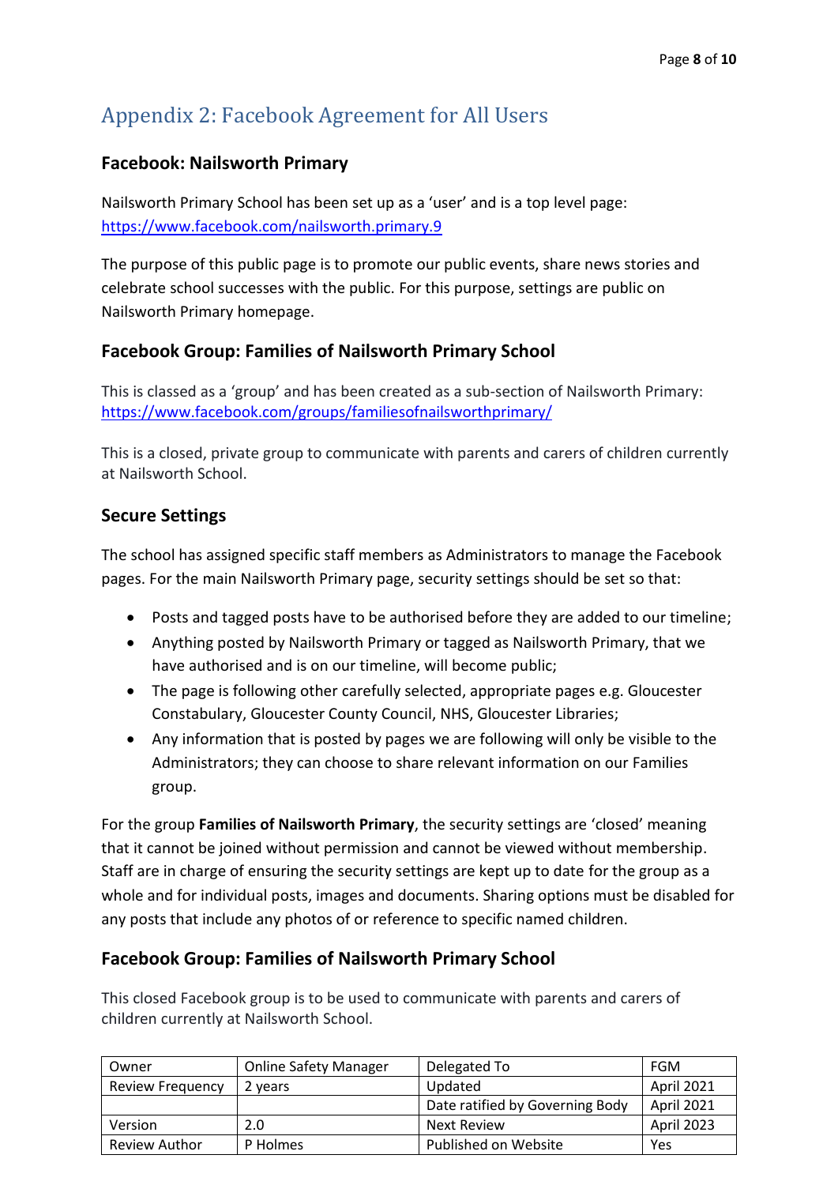## Appendix 2: Facebook Agreement for All Users

### Facebook: Nailsworth Primary

Nailsworth Primary School has been set up as a 'user' and is a top level page: https://www.facebook.com/nailsworth.primary.9

The purpose of this public page is to promote our public events, share news stories and celebrate school successes with the public. For this purpose, settings are public on Nailsworth Primary homepage.

### Facebook Group: Families of Nailsworth Primary School

This is classed as a 'group' and has been created as a sub-section of Nailsworth Primary: https://www.facebook.com/groups/familiesofnailsworthprimary/

This is a closed, private group to communicate with parents and carers of children currently at Nailsworth School.

### Secure Settings

The school has assigned specific staff members as Administrators to manage the Facebook pages. For the main Nailsworth Primary page, security settings should be set so that:

- Posts and tagged posts have to be authorised before they are added to our timeline;
- Anything posted by Nailsworth Primary or tagged as Nailsworth Primary, that we have authorised and is on our timeline, will become public;
- The page is following other carefully selected, appropriate pages e.g. Gloucester Constabulary, Gloucester County Council, NHS, Gloucester Libraries;
- Any information that is posted by pages we are following will only be visible to the Administrators; they can choose to share relevant information on our Families group.

For the group **Families of Nailsworth Primary**, the security settings are 'closed' meaning that it cannot be joined without permission and cannot be viewed without membership. Staff are in charge of ensuring the security settings are kept up to date for the group as a whole and for individual posts, images and documents. Sharing options must be disabled for any posts that include any photos of or reference to specific named children.

### Facebook Group: Families of Nailsworth Primary School

This closed Facebook group is to be used to communicate with parents and carers of children currently at Nailsworth School.

| Owner | Online Safety Manager | Delegated To | FGM |
|---|---|---|---|
| Review Frequency | 2 years | Updated | April 2021 |
| | | Date ratified by Governing Body | April 2021 |
| Version | 2.0 | Next Review | April 2023 |
| Review Author | P Holmes | Published on Website | Yes |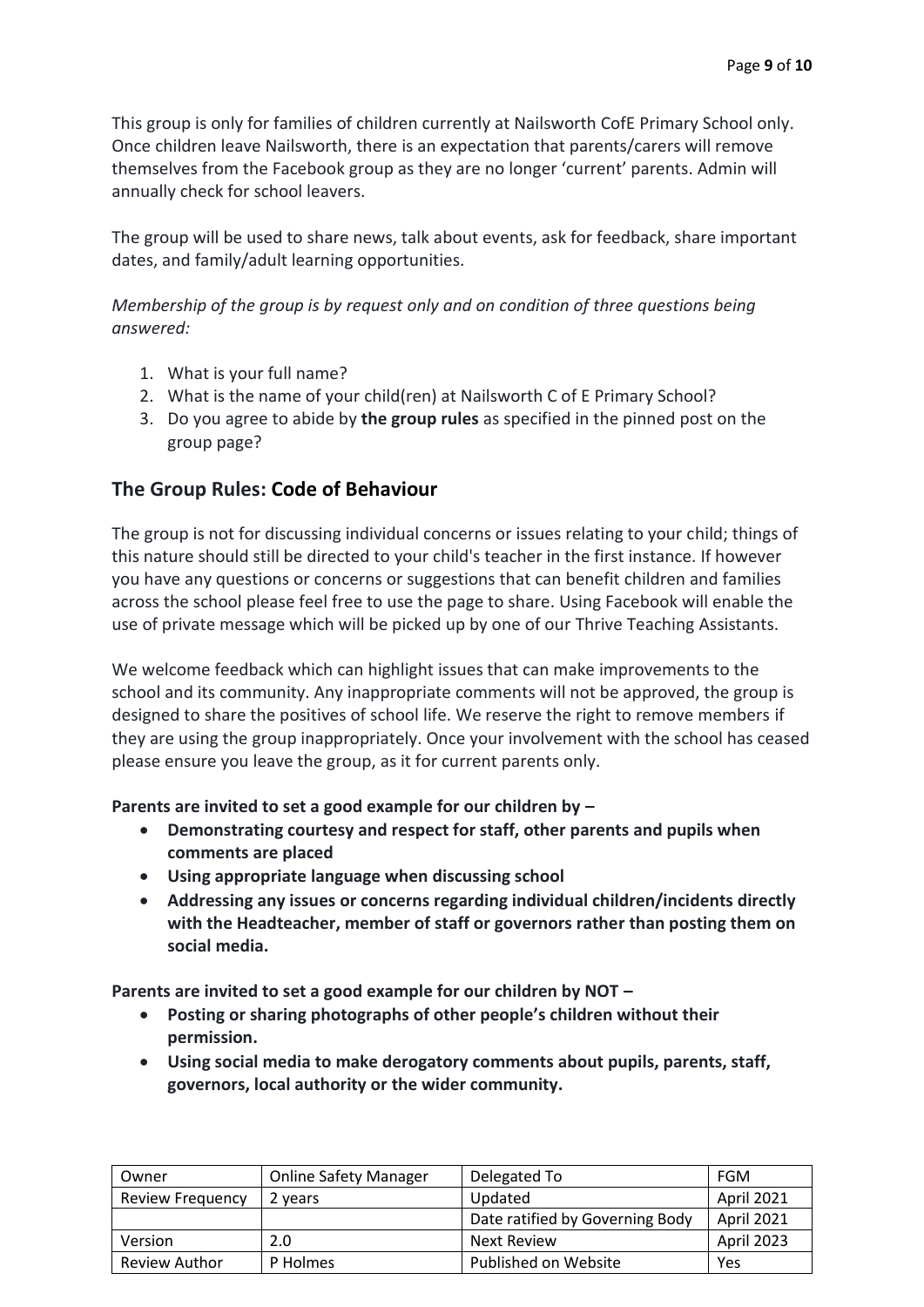This group is only for families of children currently at Nailsworth CofE Primary School only. Once children leave Nailsworth, there is an expectation that parents/carers will remove themselves from the Facebook group as they are no longer 'current' parents. Admin will annually check for school leavers.

The group will be used to share news, talk about events, ask for feedback, share important dates, and family/adult learning opportunities.

*Membership of the group is by request only and on condition of three questions being answered:*

1. What is your full name?
2. What is the name of your child(ren) at Nailsworth C of E Primary School?
3. Do you agree to abide by **the group rules** as specified in the pinned post on the group page?

## The Group Rules: Code of Behaviour

The group is not for discussing individual concerns or issues relating to your child; things of this nature should still be directed to your child's teacher in the first instance. If however you have any questions or concerns or suggestions that can benefit children and families across the school please feel free to use the page to share. Using Facebook will enable the use of private message which will be picked up by one of our Thrive Teaching Assistants.

We welcome feedback which can highlight issues that can make improvements to the school and its community. Any inappropriate comments will not be approved, the group is designed to share the positives of school life. We reserve the right to remove members if they are using the group inappropriately. Once your involvement with the school has ceased please ensure you leave the group, as it for current parents only.

**Parents are invited to set a good example for our children by –**

- **Demonstrating courtesy and respect for staff, other parents and pupils when comments are placed**
- **Using appropriate language when discussing school**
- **Addressing any issues or concerns regarding individual children/incidents directly with the Headteacher, member of staff or governors rather than posting them on social media.**

**Parents are invited to set a good example for our children by NOT –**

- **Posting or sharing photographs of other people's children without their permission.**
- **Using social media to make derogatory comments about pupils, parents, staff, governors, local authority or the wider community.**

| Owner | Online Safety Manager | Delegated To | FGM |
|---|---|---|---|
| Review Frequency | 2 years | Updated | April 2021 |
| | | Date ratified by Governing Body | April 2021 |
| Version | 2.0 | Next Review | April 2023 |
| Review Author | P Holmes | Published on Website | Yes |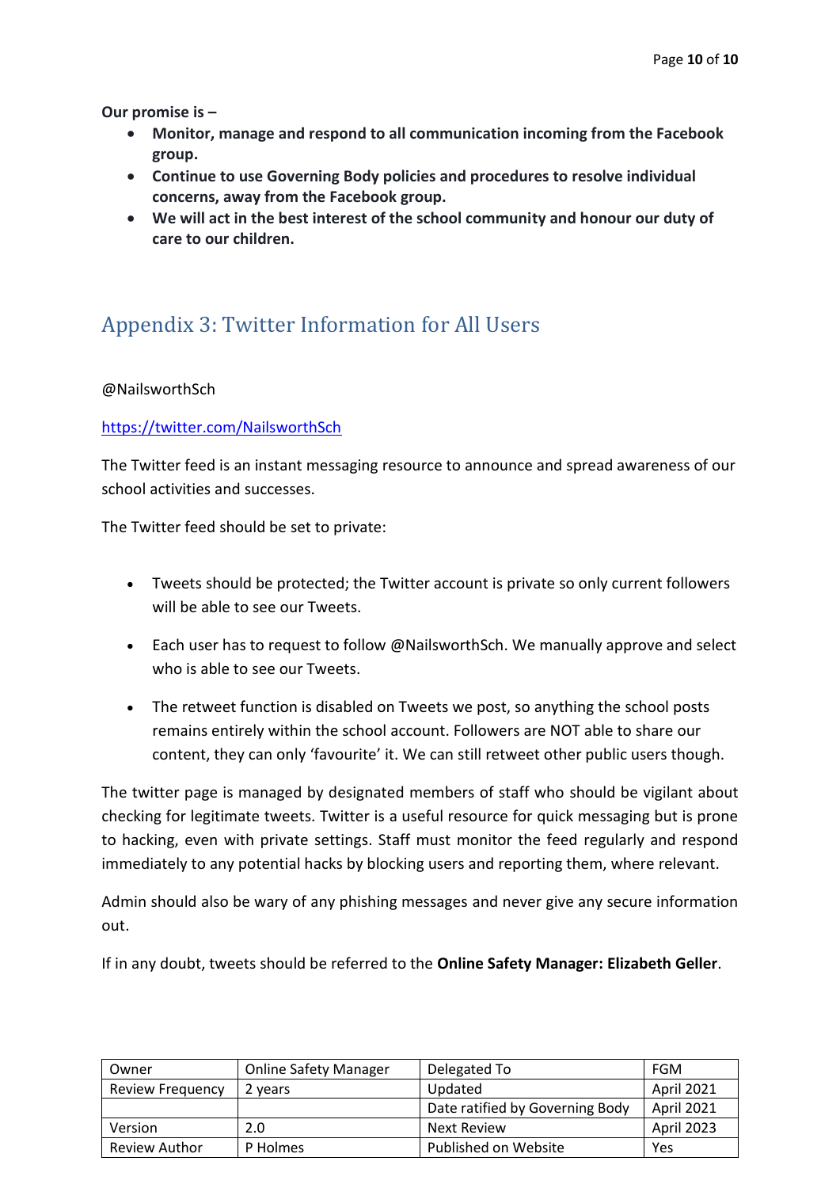**Our promise is –**

- **Monitor, manage and respond to all communication incoming from the Facebook group.**
- **Continue to use Governing Body policies and procedures to resolve individual concerns, away from the Facebook group.**
- **We will act in the best interest of the school community and honour our duty of care to our children.**

## Appendix 3: Twitter Information for All Users

@NailsworthSch

https://twitter.com/NailsworthSch

The Twitter feed is an instant messaging resource to announce and spread awareness of our school activities and successes.

The Twitter feed should be set to private:

- Tweets should be protected; the Twitter account is private so only current followers will be able to see our Tweets.
- Each user has to request to follow @NailsworthSch. We manually approve and select who is able to see our Tweets.
- The retweet function is disabled on Tweets we post, so anything the school posts remains entirely within the school account. Followers are NOT able to share our content, they can only 'favourite' it. We can still retweet other public users though.

The twitter page is managed by designated members of staff who should be vigilant about checking for legitimate tweets. Twitter is a useful resource for quick messaging but is prone to hacking, even with private settings. Staff must monitor the feed regularly and respond immediately to any potential hacks by blocking users and reporting them, where relevant.

Admin should also be wary of any phishing messages and never give any secure information out.

If in any doubt, tweets should be referred to the **Online Safety Manager: Elizabeth Geller**.

| | | | |
|---|---|---|---|
| Owner | Online Safety Manager | Delegated To | FGM |
| Review Frequency | 2 years | Updated | April 2021 |
| | | Date ratified by Governing Body | April 2021 |
| Version | 2.0 | Next Review | April 2023 |
| Review Author | P Holmes | Published on Website | Yes |